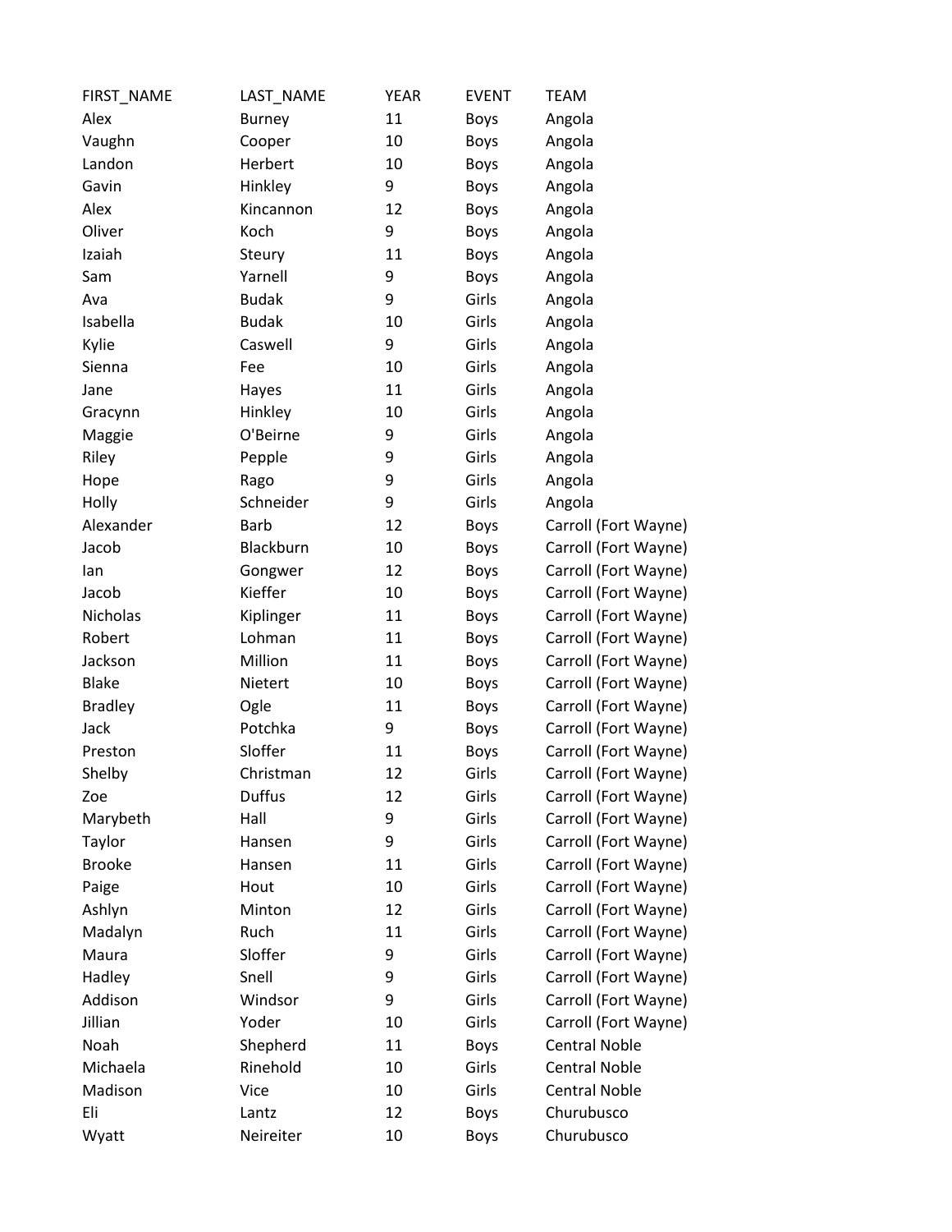| FIRST_NAME | LAST_NAME | YEAR | EVENT | TEAM |
| --- | --- | --- | --- | --- |
| Alex | Burney | 11 | Boys | Angola |
| Vaughn | Cooper | 10 | Boys | Angola |
| Landon | Herbert | 10 | Boys | Angola |
| Gavin | Hinkley | 9 | Boys | Angola |
| Alex | Kincannon | 12 | Boys | Angola |
| Oliver | Koch | 9 | Boys | Angola |
| Izaiah | Steury | 11 | Boys | Angola |
| Sam | Yarnell | 9 | Boys | Angola |
| Ava | Budak | 9 | Girls | Angola |
| Isabella | Budak | 10 | Girls | Angola |
| Kylie | Caswell | 9 | Girls | Angola |
| Sienna | Fee | 10 | Girls | Angola |
| Jane | Hayes | 11 | Girls | Angola |
| Gracynn | Hinkley | 10 | Girls | Angola |
| Maggie | O'Beirne | 9 | Girls | Angola |
| Riley | Pepple | 9 | Girls | Angola |
| Hope | Rago | 9 | Girls | Angola |
| Holly | Schneider | 9 | Girls | Angola |
| Alexander | Barb | 12 | Boys | Carroll (Fort Wayne) |
| Jacob | Blackburn | 10 | Boys | Carroll (Fort Wayne) |
| Ian | Gongwer | 12 | Boys | Carroll (Fort Wayne) |
| Jacob | Kieffer | 10 | Boys | Carroll (Fort Wayne) |
| Nicholas | Kiplinger | 11 | Boys | Carroll (Fort Wayne) |
| Robert | Lohman | 11 | Boys | Carroll (Fort Wayne) |
| Jackson | Million | 11 | Boys | Carroll (Fort Wayne) |
| Blake | Nietert | 10 | Boys | Carroll (Fort Wayne) |
| Bradley | Ogle | 11 | Boys | Carroll (Fort Wayne) |
| Jack | Potchka | 9 | Boys | Carroll (Fort Wayne) |
| Preston | Sloffer | 11 | Boys | Carroll (Fort Wayne) |
| Shelby | Christman | 12 | Girls | Carroll (Fort Wayne) |
| Zoe | Duffus | 12 | Girls | Carroll (Fort Wayne) |
| Marybeth | Hall | 9 | Girls | Carroll (Fort Wayne) |
| Taylor | Hansen | 9 | Girls | Carroll (Fort Wayne) |
| Brooke | Hansen | 11 | Girls | Carroll (Fort Wayne) |
| Paige | Hout | 10 | Girls | Carroll (Fort Wayne) |
| Ashlyn | Minton | 12 | Girls | Carroll (Fort Wayne) |
| Madalyn | Ruch | 11 | Girls | Carroll (Fort Wayne) |
| Maura | Sloffer | 9 | Girls | Carroll (Fort Wayne) |
| Hadley | Snell | 9 | Girls | Carroll (Fort Wayne) |
| Addison | Windsor | 9 | Girls | Carroll (Fort Wayne) |
| Jillian | Yoder | 10 | Girls | Carroll (Fort Wayne) |
| Noah | Shepherd | 11 | Boys | Central Noble |
| Michaela | Rinehold | 10 | Girls | Central Noble |
| Madison | Vice | 10 | Girls | Central Noble |
| Eli | Lantz | 12 | Boys | Churubusco |
| Wyatt | Neireiter | 10 | Boys | Churubusco |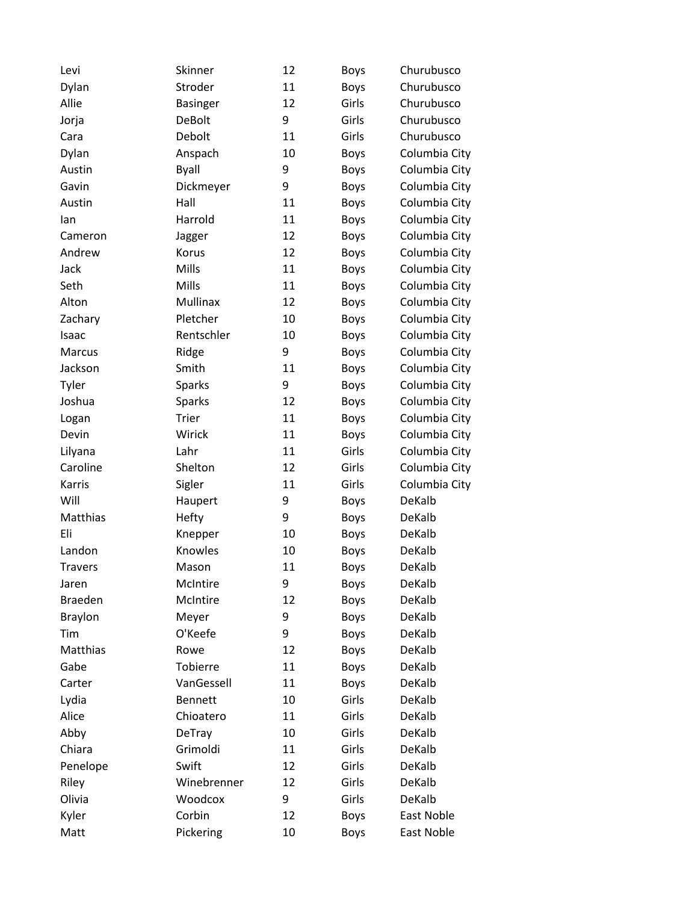| | | | | |
|---|---|---|---|---|
| Levi | Skinner | 12 | Boys | Churubusco |
| Dylan | Stroder | 11 | Boys | Churubusco |
| Allie | Basinger | 12 | Girls | Churubusco |
| Jorja | DeBolt | 9 | Girls | Churubusco |
| Cara | Debolt | 11 | Girls | Churubusco |
| Dylan | Anspach | 10 | Boys | Columbia City |
| Austin | Byall | 9 | Boys | Columbia City |
| Gavin | Dickmeyer | 9 | Boys | Columbia City |
| Austin | Hall | 11 | Boys | Columbia City |
| Ian | Harrold | 11 | Boys | Columbia City |
| Cameron | Jagger | 12 | Boys | Columbia City |
| Andrew | Korus | 12 | Boys | Columbia City |
| Jack | Mills | 11 | Boys | Columbia City |
| Seth | Mills | 11 | Boys | Columbia City |
| Alton | Mullinax | 12 | Boys | Columbia City |
| Zachary | Pletcher | 10 | Boys | Columbia City |
| Isaac | Rentschler | 10 | Boys | Columbia City |
| Marcus | Ridge | 9 | Boys | Columbia City |
| Jackson | Smith | 11 | Boys | Columbia City |
| Tyler | Sparks | 9 | Boys | Columbia City |
| Joshua | Sparks | 12 | Boys | Columbia City |
| Logan | Trier | 11 | Boys | Columbia City |
| Devin | Wirick | 11 | Boys | Columbia City |
| Lilyana | Lahr | 11 | Girls | Columbia City |
| Caroline | Shelton | 12 | Girls | Columbia City |
| Karris | Sigler | 11 | Girls | Columbia City |
| Will | Haupert | 9 | Boys | DeKalb |
| Matthias | Hefty | 9 | Boys | DeKalb |
| Eli | Knepper | 10 | Boys | DeKalb |
| Landon | Knowles | 10 | Boys | DeKalb |
| Travers | Mason | 11 | Boys | DeKalb |
| Jaren | McIntire | 9 | Boys | DeKalb |
| Braeden | McIntire | 12 | Boys | DeKalb |
| Braylon | Meyer | 9 | Boys | DeKalb |
| Tim | O'Keefe | 9 | Boys | DeKalb |
| Matthias | Rowe | 12 | Boys | DeKalb |
| Gabe | Tobierre | 11 | Boys | DeKalb |
| Carter | VanGessell | 11 | Boys | DeKalb |
| Lydia | Bennett | 10 | Girls | DeKalb |
| Alice | Chioatero | 11 | Girls | DeKalb |
| Abby | DeTray | 10 | Girls | DeKalb |
| Chiara | Grimoldi | 11 | Girls | DeKalb |
| Penelope | Swift | 12 | Girls | DeKalb |
| Riley | Winebrenner | 12 | Girls | DeKalb |
| Olivia | Woodcox | 9 | Girls | DeKalb |
| Kyler | Corbin | 12 | Boys | East Noble |
| Matt | Pickering | 10 | Boys | East Noble |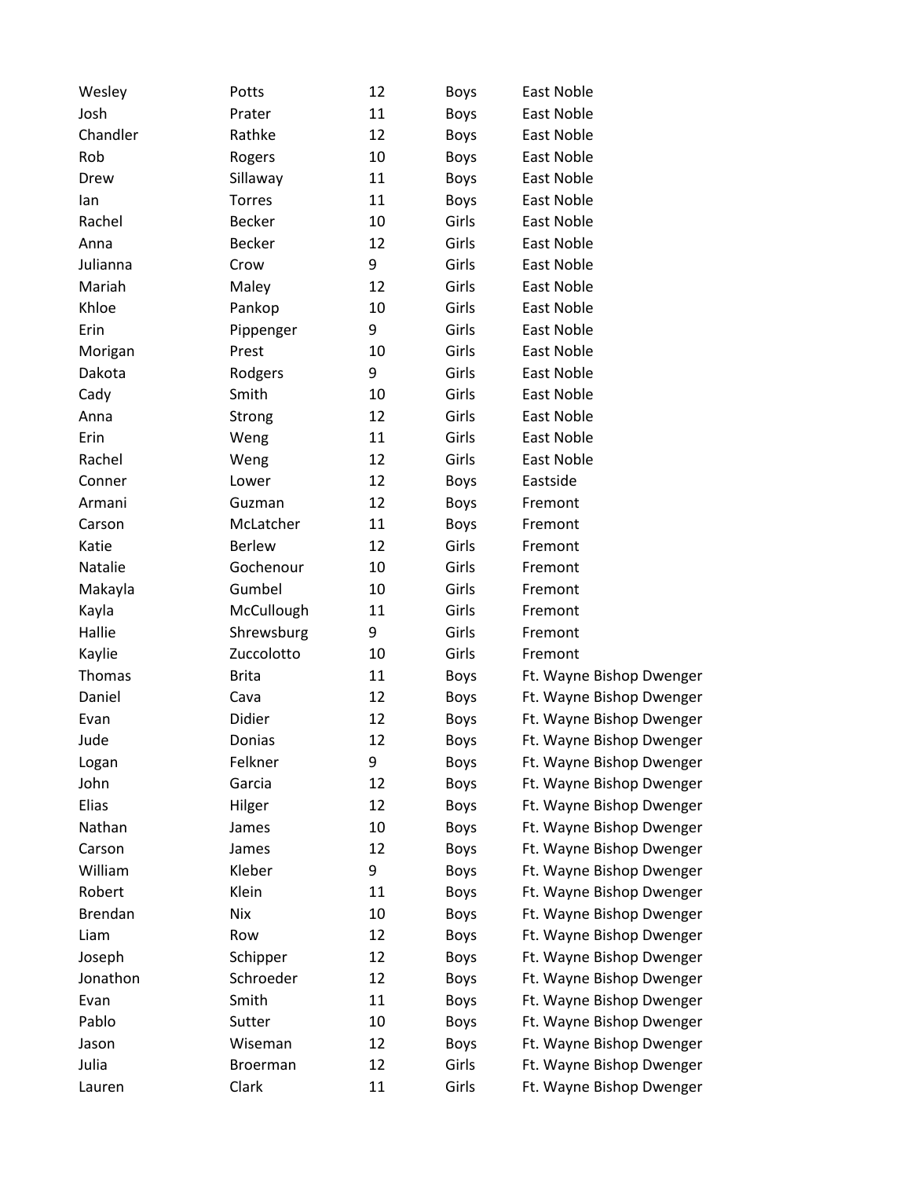| | | | | |
|---|---|---|---|---|
| Wesley | Potts | 12 | Boys | East Noble |
| Josh | Prater | 11 | Boys | East Noble |
| Chandler | Rathke | 12 | Boys | East Noble |
| Rob | Rogers | 10 | Boys | East Noble |
| Drew | Sillaway | 11 | Boys | East Noble |
| Ian | Torres | 11 | Boys | East Noble |
| Rachel | Becker | 10 | Girls | East Noble |
| Anna | Becker | 12 | Girls | East Noble |
| Julianna | Crow | 9 | Girls | East Noble |
| Mariah | Maley | 12 | Girls | East Noble |
| Khloe | Pankop | 10 | Girls | East Noble |
| Erin | Pippenger | 9 | Girls | East Noble |
| Morigan | Prest | 10 | Girls | East Noble |
| Dakota | Rodgers | 9 | Girls | East Noble |
| Cady | Smith | 10 | Girls | East Noble |
| Anna | Strong | 12 | Girls | East Noble |
| Erin | Weng | 11 | Girls | East Noble |
| Rachel | Weng | 12 | Girls | East Noble |
| Conner | Lower | 12 | Boys | Eastside |
| Armani | Guzman | 12 | Boys | Fremont |
| Carson | McLatcher | 11 | Boys | Fremont |
| Katie | Berlew | 12 | Girls | Fremont |
| Natalie | Gochenour | 10 | Girls | Fremont |
| Makayla | Gumbel | 10 | Girls | Fremont |
| Kayla | McCullough | 11 | Girls | Fremont |
| Hallie | Shrewsburg | 9 | Girls | Fremont |
| Kaylie | Zuccolotto | 10 | Girls | Fremont |
| Thomas | Brita | 11 | Boys | Ft. Wayne Bishop Dwenger |
| Daniel | Cava | 12 | Boys | Ft. Wayne Bishop Dwenger |
| Evan | Didier | 12 | Boys | Ft. Wayne Bishop Dwenger |
| Jude | Donias | 12 | Boys | Ft. Wayne Bishop Dwenger |
| Logan | Felkner | 9 | Boys | Ft. Wayne Bishop Dwenger |
| John | Garcia | 12 | Boys | Ft. Wayne Bishop Dwenger |
| Elias | Hilger | 12 | Boys | Ft. Wayne Bishop Dwenger |
| Nathan | James | 10 | Boys | Ft. Wayne Bishop Dwenger |
| Carson | James | 12 | Boys | Ft. Wayne Bishop Dwenger |
| William | Kleber | 9 | Boys | Ft. Wayne Bishop Dwenger |
| Robert | Klein | 11 | Boys | Ft. Wayne Bishop Dwenger |
| Brendan | Nix | 10 | Boys | Ft. Wayne Bishop Dwenger |
| Liam | Row | 12 | Boys | Ft. Wayne Bishop Dwenger |
| Joseph | Schipper | 12 | Boys | Ft. Wayne Bishop Dwenger |
| Jonathon | Schroeder | 12 | Boys | Ft. Wayne Bishop Dwenger |
| Evan | Smith | 11 | Boys | Ft. Wayne Bishop Dwenger |
| Pablo | Sutter | 10 | Boys | Ft. Wayne Bishop Dwenger |
| Jason | Wiseman | 12 | Boys | Ft. Wayne Bishop Dwenger |
| Julia | Broerman | 12 | Girls | Ft. Wayne Bishop Dwenger |
| Lauren | Clark | 11 | Girls | Ft. Wayne Bishop Dwenger |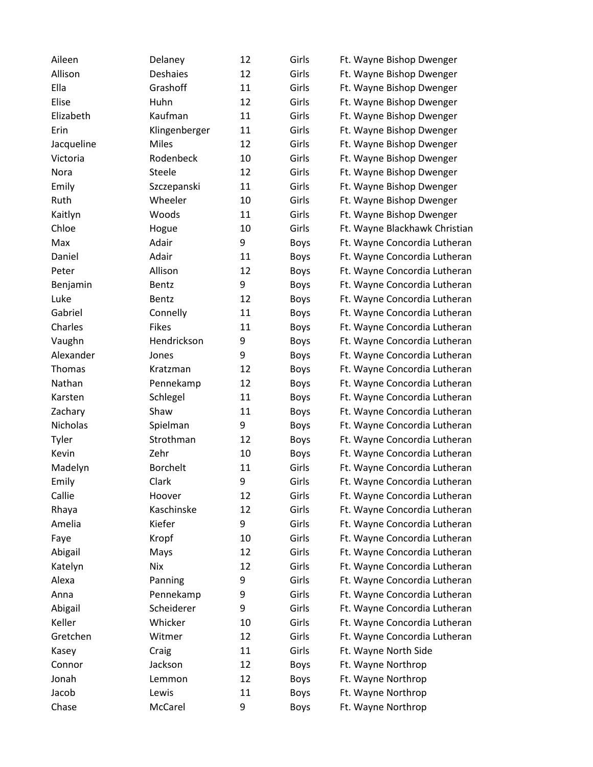| | | | | |
|---|---|---|---|---|
| Aileen | Delaney | 12 | Girls | Ft. Wayne Bishop Dwenger |
| Allison | Deshaies | 12 | Girls | Ft. Wayne Bishop Dwenger |
| Ella | Grashoff | 11 | Girls | Ft. Wayne Bishop Dwenger |
| Elise | Huhn | 12 | Girls | Ft. Wayne Bishop Dwenger |
| Elizabeth | Kaufman | 11 | Girls | Ft. Wayne Bishop Dwenger |
| Erin | Klingenberger | 11 | Girls | Ft. Wayne Bishop Dwenger |
| Jacqueline | Miles | 12 | Girls | Ft. Wayne Bishop Dwenger |
| Victoria | Rodenbeck | 10 | Girls | Ft. Wayne Bishop Dwenger |
| Nora | Steele | 12 | Girls | Ft. Wayne Bishop Dwenger |
| Emily | Szczepanski | 11 | Girls | Ft. Wayne Bishop Dwenger |
| Ruth | Wheeler | 10 | Girls | Ft. Wayne Bishop Dwenger |
| Kaitlyn | Woods | 11 | Girls | Ft. Wayne Bishop Dwenger |
| Chloe | Hogue | 10 | Girls | Ft. Wayne Blackhawk Christian |
| Max | Adair | 9 | Boys | Ft. Wayne Concordia Lutheran |
| Daniel | Adair | 11 | Boys | Ft. Wayne Concordia Lutheran |
| Peter | Allison | 12 | Boys | Ft. Wayne Concordia Lutheran |
| Benjamin | Bentz | 9 | Boys | Ft. Wayne Concordia Lutheran |
| Luke | Bentz | 12 | Boys | Ft. Wayne Concordia Lutheran |
| Gabriel | Connelly | 11 | Boys | Ft. Wayne Concordia Lutheran |
| Charles | Fikes | 11 | Boys | Ft. Wayne Concordia Lutheran |
| Vaughn | Hendrickson | 9 | Boys | Ft. Wayne Concordia Lutheran |
| Alexander | Jones | 9 | Boys | Ft. Wayne Concordia Lutheran |
| Thomas | Kratzman | 12 | Boys | Ft. Wayne Concordia Lutheran |
| Nathan | Pennekamp | 12 | Boys | Ft. Wayne Concordia Lutheran |
| Karsten | Schlegel | 11 | Boys | Ft. Wayne Concordia Lutheran |
| Zachary | Shaw | 11 | Boys | Ft. Wayne Concordia Lutheran |
| Nicholas | Spielman | 9 | Boys | Ft. Wayne Concordia Lutheran |
| Tyler | Strothman | 12 | Boys | Ft. Wayne Concordia Lutheran |
| Kevin | Zehr | 10 | Boys | Ft. Wayne Concordia Lutheran |
| Madelyn | Borchelt | 11 | Girls | Ft. Wayne Concordia Lutheran |
| Emily | Clark | 9 | Girls | Ft. Wayne Concordia Lutheran |
| Callie | Hoover | 12 | Girls | Ft. Wayne Concordia Lutheran |
| Rhaya | Kaschinske | 12 | Girls | Ft. Wayne Concordia Lutheran |
| Amelia | Kiefer | 9 | Girls | Ft. Wayne Concordia Lutheran |
| Faye | Kropf | 10 | Girls | Ft. Wayne Concordia Lutheran |
| Abigail | Mays | 12 | Girls | Ft. Wayne Concordia Lutheran |
| Katelyn | Nix | 12 | Girls | Ft. Wayne Concordia Lutheran |
| Alexa | Panning | 9 | Girls | Ft. Wayne Concordia Lutheran |
| Anna | Pennekamp | 9 | Girls | Ft. Wayne Concordia Lutheran |
| Abigail | Scheiderer | 9 | Girls | Ft. Wayne Concordia Lutheran |
| Keller | Whicker | 10 | Girls | Ft. Wayne Concordia Lutheran |
| Gretchen | Witmer | 12 | Girls | Ft. Wayne Concordia Lutheran |
| Kasey | Craig | 11 | Girls | Ft. Wayne North Side |
| Connor | Jackson | 12 | Boys | Ft. Wayne Northrop |
| Jonah | Lemmon | 12 | Boys | Ft. Wayne Northrop |
| Jacob | Lewis | 11 | Boys | Ft. Wayne Northrop |
| Chase | McCarel | 9 | Boys | Ft. Wayne Northrop |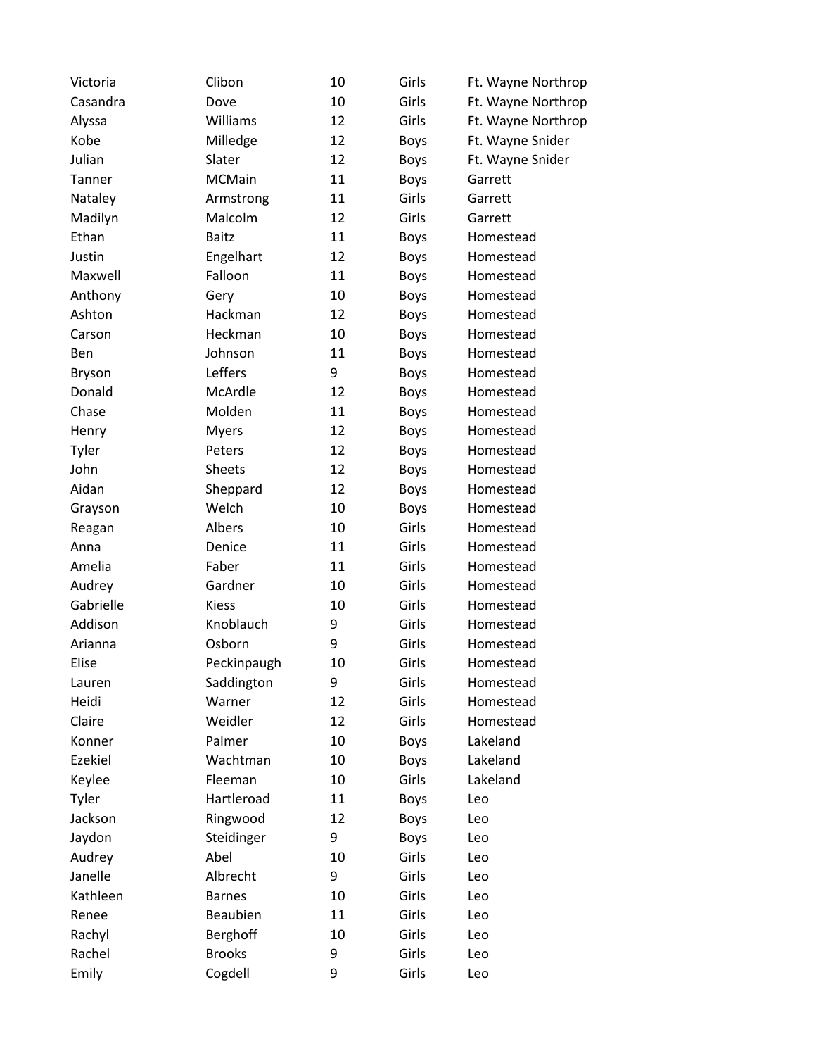| | | | | |
|---|---|---|---|---|
| Victoria | Clibon | 10 | Girls | Ft. Wayne Northrop |
| Casandra | Dove | 10 | Girls | Ft. Wayne Northrop |
| Alyssa | Williams | 12 | Girls | Ft. Wayne Northrop |
| Kobe | Milledge | 12 | Boys | Ft. Wayne Snider |
| Julian | Slater | 12 | Boys | Ft. Wayne Snider |
| Tanner | MCMain | 11 | Boys | Garrett |
| Nataley | Armstrong | 11 | Girls | Garrett |
| Madilyn | Malcolm | 12 | Girls | Garrett |
| Ethan | Baitz | 11 | Boys | Homestead |
| Justin | Engelhart | 12 | Boys | Homestead |
| Maxwell | Falloon | 11 | Boys | Homestead |
| Anthony | Gery | 10 | Boys | Homestead |
| Ashton | Hackman | 12 | Boys | Homestead |
| Carson | Heckman | 10 | Boys | Homestead |
| Ben | Johnson | 11 | Boys | Homestead |
| Bryson | Leffers | 9 | Boys | Homestead |
| Donald | McArdle | 12 | Boys | Homestead |
| Chase | Molden | 11 | Boys | Homestead |
| Henry | Myers | 12 | Boys | Homestead |
| Tyler | Peters | 12 | Boys | Homestead |
| John | Sheets | 12 | Boys | Homestead |
| Aidan | Sheppard | 12 | Boys | Homestead |
| Grayson | Welch | 10 | Boys | Homestead |
| Reagan | Albers | 10 | Girls | Homestead |
| Anna | Denice | 11 | Girls | Homestead |
| Amelia | Faber | 11 | Girls | Homestead |
| Audrey | Gardner | 10 | Girls | Homestead |
| Gabrielle | Kiess | 10 | Girls | Homestead |
| Addison | Knoblauch | 9 | Girls | Homestead |
| Arianna | Osborn | 9 | Girls | Homestead |
| Elise | Peckinpaugh | 10 | Girls | Homestead |
| Lauren | Saddington | 9 | Girls | Homestead |
| Heidi | Warner | 12 | Girls | Homestead |
| Claire | Weidler | 12 | Girls | Homestead |
| Konner | Palmer | 10 | Boys | Lakeland |
| Ezekiel | Wachtman | 10 | Boys | Lakeland |
| Keylee | Fleeman | 10 | Girls | Lakeland |
| Tyler | Hartleroad | 11 | Boys | Leo |
| Jackson | Ringwood | 12 | Boys | Leo |
| Jaydon | Steidinger | 9 | Boys | Leo |
| Audrey | Abel | 10 | Girls | Leo |
| Janelle | Albrecht | 9 | Girls | Leo |
| Kathleen | Barnes | 10 | Girls | Leo |
| Renee | Beaubien | 11 | Girls | Leo |
| Rachyl | Berghoff | 10 | Girls | Leo |
| Rachel | Brooks | 9 | Girls | Leo |
| Emily | Cogdell | 9 | Girls | Leo |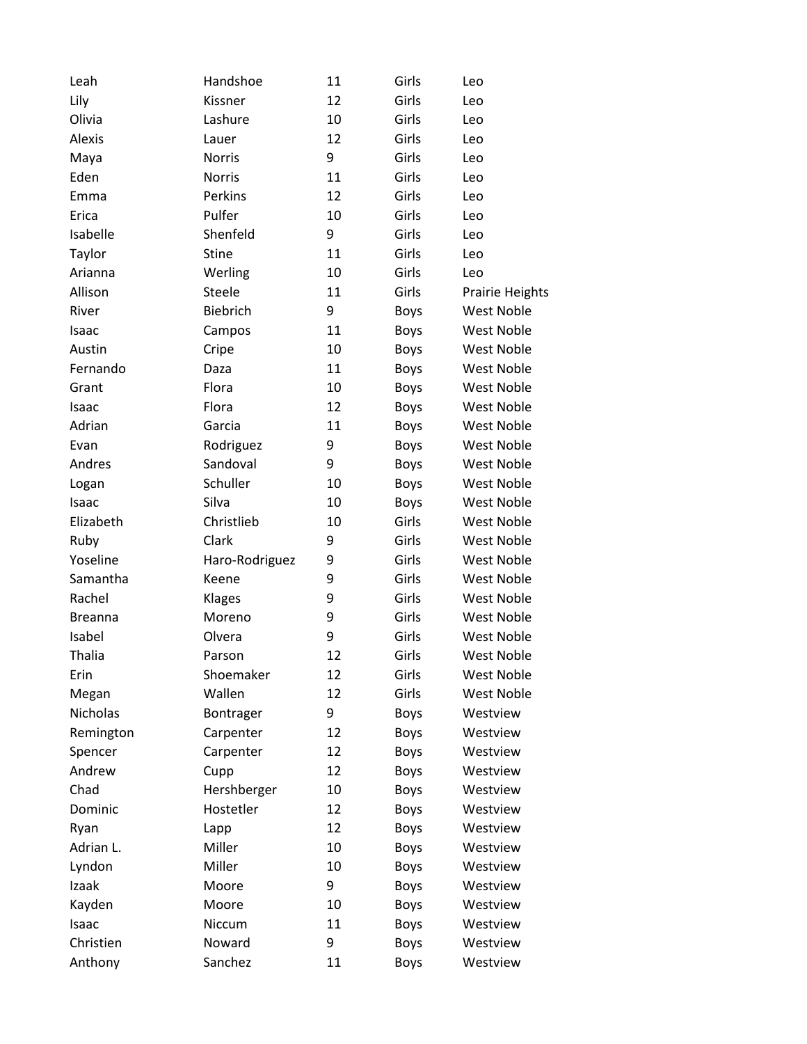| | | | | |
|---|---|---|---|---|
| Leah | Handshoe | 11 | Girls | Leo |
| Lily | Kissner | 12 | Girls | Leo |
| Olivia | Lashure | 10 | Girls | Leo |
| Alexis | Lauer | 12 | Girls | Leo |
| Maya | Norris | 9 | Girls | Leo |
| Eden | Norris | 11 | Girls | Leo |
| Emma | Perkins | 12 | Girls | Leo |
| Erica | Pulfer | 10 | Girls | Leo |
| Isabelle | Shenfeld | 9 | Girls | Leo |
| Taylor | Stine | 11 | Girls | Leo |
| Arianna | Werling | 10 | Girls | Leo |
| Allison | Steele | 11 | Girls | Prairie Heights |
| River | Biebrich | 9 | Boys | West Noble |
| Isaac | Campos | 11 | Boys | West Noble |
| Austin | Cripe | 10 | Boys | West Noble |
| Fernando | Daza | 11 | Boys | West Noble |
| Grant | Flora | 10 | Boys | West Noble |
| Isaac | Flora | 12 | Boys | West Noble |
| Adrian | Garcia | 11 | Boys | West Noble |
| Evan | Rodriguez | 9 | Boys | West Noble |
| Andres | Sandoval | 9 | Boys | West Noble |
| Logan | Schuller | 10 | Boys | West Noble |
| Isaac | Silva | 10 | Boys | West Noble |
| Elizabeth | Christlieb | 10 | Girls | West Noble |
| Ruby | Clark | 9 | Girls | West Noble |
| Yoseline | Haro-Rodriguez | 9 | Girls | West Noble |
| Samantha | Keene | 9 | Girls | West Noble |
| Rachel | Klages | 9 | Girls | West Noble |
| Breanna | Moreno | 9 | Girls | West Noble |
| Isabel | Olvera | 9 | Girls | West Noble |
| Thalia | Parson | 12 | Girls | West Noble |
| Erin | Shoemaker | 12 | Girls | West Noble |
| Megan | Wallen | 12 | Girls | West Noble |
| Nicholas | Bontrager | 9 | Boys | Westview |
| Remington | Carpenter | 12 | Boys | Westview |
| Spencer | Carpenter | 12 | Boys | Westview |
| Andrew | Cupp | 12 | Boys | Westview |
| Chad | Hershberger | 10 | Boys | Westview |
| Dominic | Hostetler | 12 | Boys | Westview |
| Ryan | Lapp | 12 | Boys | Westview |
| Adrian L. | Miller | 10 | Boys | Westview |
| Lyndon | Miller | 10 | Boys | Westview |
| Izaak | Moore | 9 | Boys | Westview |
| Kayden | Moore | 10 | Boys | Westview |
| Isaac | Niccum | 11 | Boys | Westview |
| Christien | Noward | 9 | Boys | Westview |
| Anthony | Sanchez | 11 | Boys | Westview |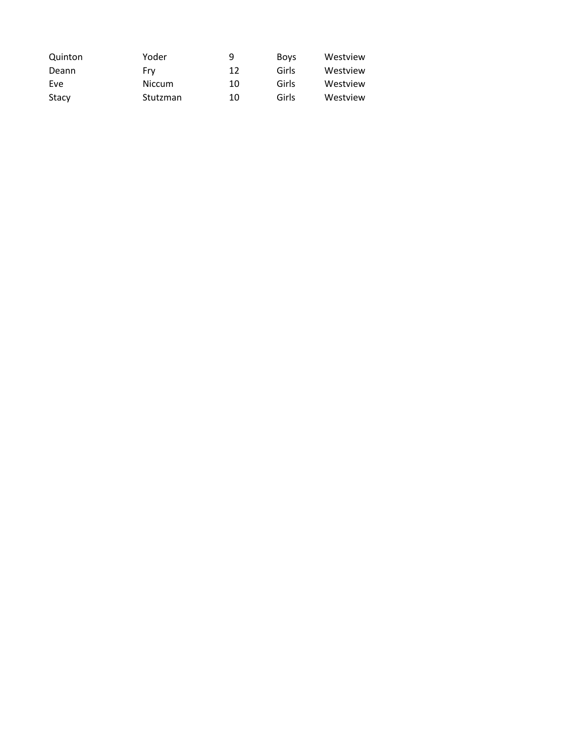| | | | | |
|---|---|---|---|---|
| Quinton | Yoder | 9 | Boys | Westview |
| Deann | Fry | 12 | Girls | Westview |
| Eve | Niccum | 10 | Girls | Westview |
| Stacy | Stutzman | 10 | Girls | Westview |